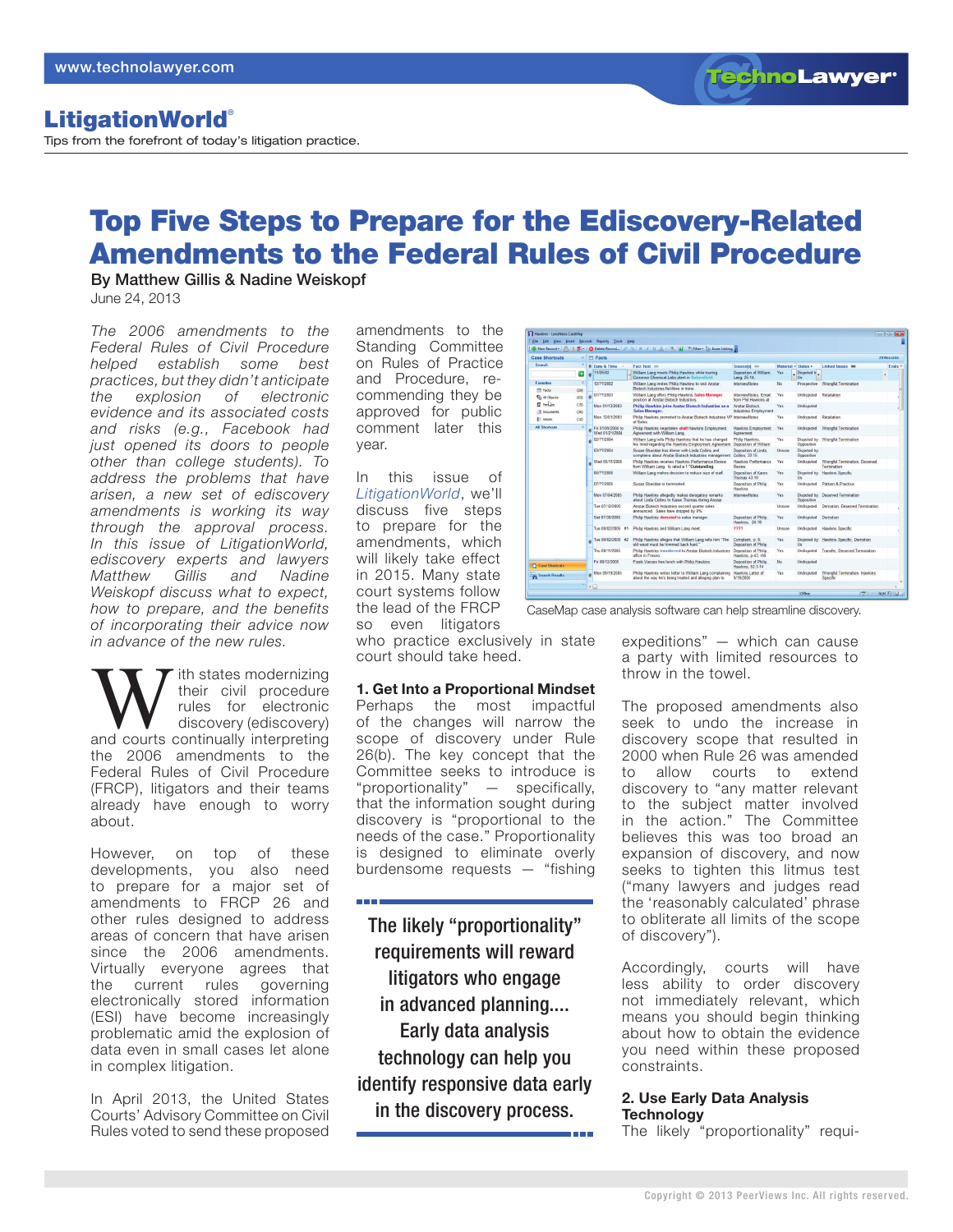# Top Five Steps to Prepare for the Ediscovery-Related Amendments to the Federal Rules of Civil Procedure

**By Matthew Gillis & Nadine Weiskopf**

June 24, 2013

*The 2006 amendments to the Federal Rules of Civil Procedure helped establish some best practices, but they didn't anticipate the explosion of electronic evidence and its associated costs and risks (e.g., Facebook had just opened its doors to people other than college students). To address the problems that have arisen, a new set of ediscovery amendments is working its way through the approval process. In this issue of LitigationWorld, ediscovery experts and lawyers Matthew Gillis and Nadine Weiskopf discuss what to expect, how to prepare, and the benefits of incorporating their advice now in advance of the new rules.*

With states modernizing their civil procedure rules for electronic discovery (ediscovery) and courts continually interpreting the 2006 amendments to the Federal Rules of Civil Procedure (FRCP), litigators and their teams already have enough to worry about.

However, on top of these developments, you also need to prepare for a major set of amendments to FRCP 26 and other rules designed to address areas of concern that have arisen since the 2006 amendments. Virtually everyone agrees that the current rules governing electronically stored information (ESI) have become increasingly problematic amid the explosion of data even in small cases let alone in complex litigation.

In April 2013, the United States Courts' Advisory Committee on Civil Rules voted to send these proposed amendments to the Standing Committee on Rules of Practice and Procedure, recommending they be approved for public comment later this year.

In this issue of *LitigationWorld*, we'll discuss five steps to prepare for the amendments, which will likely take effect in 2015. Many state court systems follow the lead of the FRCP so even litigators who practice exclusively in state court should take heed.

CaseMap case analysis software can help streamline discovery.

### 1. Get Into a Proportional Mindset

Perhaps the most impactful of the changes will narrow the scope of discovery under Rule 26(b). The key concept that the Committee seeks to introduce is "proportionality" — specifically, that the information sought during discovery is "proportional to the needs of the case." Proportionality is designed to eliminate overly burdensome requests — "fishing expeditions" — which can cause a party with limited resources to throw in the towel.

> The likely "proportionality" requirements will reward litigators who engage in advanced planning.... Early data analysis technology can help you identify responsive data early in the discovery process.

The proposed amendments also seek to undo the increase in discovery scope that resulted in 2000 when Rule 26 was amended to allow courts to extend discovery to "any matter relevant to the subject matter involved in the action." The Committee believes this was too broad an expansion of discovery, and now seeks to tighten this litmus test ("many lawyers and judges read the 'reasonably calculated' phrase to obliterate all limits of the scope of discovery").

Accordingly, courts will have less ability to order discovery not immediately relevant, which means you should begin thinking about how to obtain the evidence you need within these proposed constraints.

### 2. Use Early Data Analysis Technology

The likely "proportionality" requi-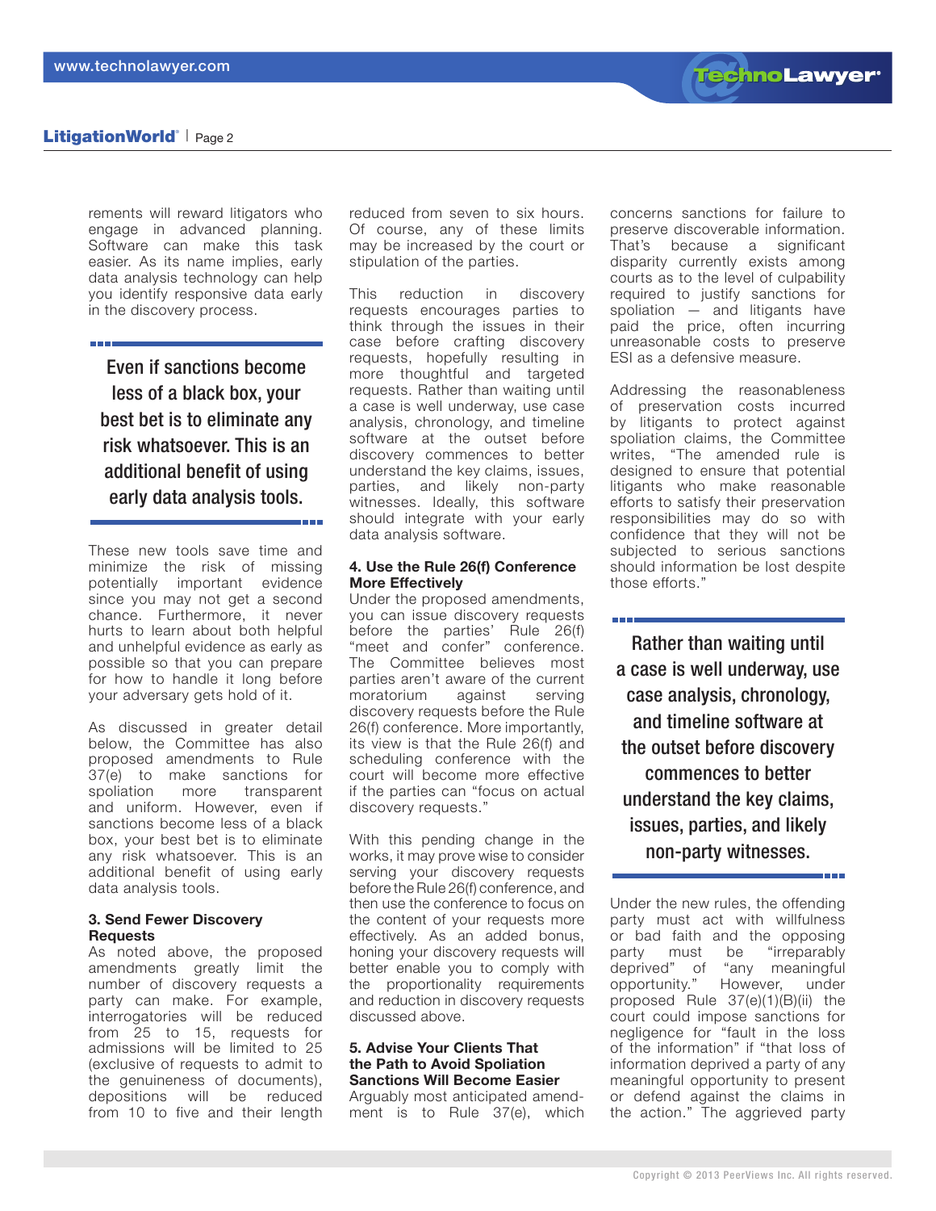rements will reward litigators who engage in advanced planning. Software can make this task easier. As its name implies, early data analysis technology can help you identify responsive data early in the discovery process.

> Even if sanctions become less of a black box, your best bet is to eliminate any risk whatsoever. This is an additional benefit of using early data analysis tools.

These new tools save time and minimize the risk of missing potentially important evidence since you may not get a second chance. Furthermore, it never hurts to learn about both helpful and unhelpful evidence as early as possible so that you can prepare for how to handle it long before your adversary gets hold of it.

As discussed in greater detail below, the Committee has also proposed amendments to Rule 37(e) to make sanctions for spoliation more transparent and uniform. However, even if sanctions become less of a black box, your best bet is to eliminate any risk whatsoever. This is an additional benefit of using early data analysis tools.

### 3. Send Fewer Discovery Requests

As noted above, the proposed amendments greatly limit the number of discovery requests a party can make. For example, interrogatories will be reduced from 25 to 15, requests for admissions will be limited to 25 (exclusive of requests to admit to the genuineness of documents), depositions will be reduced from 10 to five and their length reduced from seven to six hours. Of course, any of these limits may be increased by the court or stipulation of the parties.

This reduction in discovery requests encourages parties to think through the issues in their case before crafting discovery requests, hopefully resulting in more thoughtful and targeted requests. Rather than waiting until a case is well underway, use case analysis, chronology, and timeline software at the outset before discovery commences to better understand the key claims, issues, parties, and likely non-party witnesses. Ideally, this software should integrate with your early data analysis software.

### 4. Use the Rule 26(f) Conference More Effectively

Under the proposed amendments, you can issue discovery requests before the parties' Rule 26(f) "meet and confer" conference. The Committee believes most parties aren't aware of the current moratorium against serving discovery requests before the Rule 26(f) conference. More importantly, its view is that the Rule 26(f) and scheduling conference with the court will become more effective if the parties can "focus on actual discovery requests."

With this pending change in the works, it may prove wise to consider serving your discovery requests before the Rule 26(f) conference, and then use the conference to focus on the content of your requests more effectively. As an added bonus, honing your discovery requests will better enable you to comply with the proportionality requirements and reduction in discovery requests discussed above.

### 5. Advise Your Clients That the Path to Avoid Spoliation Sanctions Will Become Easier

Arguably most anticipated amendment is to Rule 37(e), which concerns sanctions for failure to preserve discoverable information. That's because a significant disparity currently exists among courts as to the level of culpability required to justify sanctions for spoliation — and litigants have paid the price, often incurring unreasonable costs to preserve ESI as a defensive measure.

Addressing the reasonableness of preservation costs incurred by litigants to protect against spoliation claims, the Committee writes, "The amended rule is designed to ensure that potential litigants who make reasonable efforts to satisfy their preservation responsibilities may do so with confidence that they will not be subjected to serious sanctions should information be lost despite those efforts."

> Rather than waiting until a case is well underway, use case analysis, chronology, and timeline software at the outset before discovery commences to better understand the key claims, issues, parties, and likely non-party witnesses.

Under the new rules, the offending party must act with willfulness or bad faith and the opposing party must be "irreparably deprived" of "any meaningful opportunity." However, under proposed Rule 37(e)(1)(B)(ii) the court could impose sanctions for negligence for "fault in the loss of the information" if "that loss of information deprived a party of any meaningful opportunity to present or defend against the claims in the action." The aggrieved party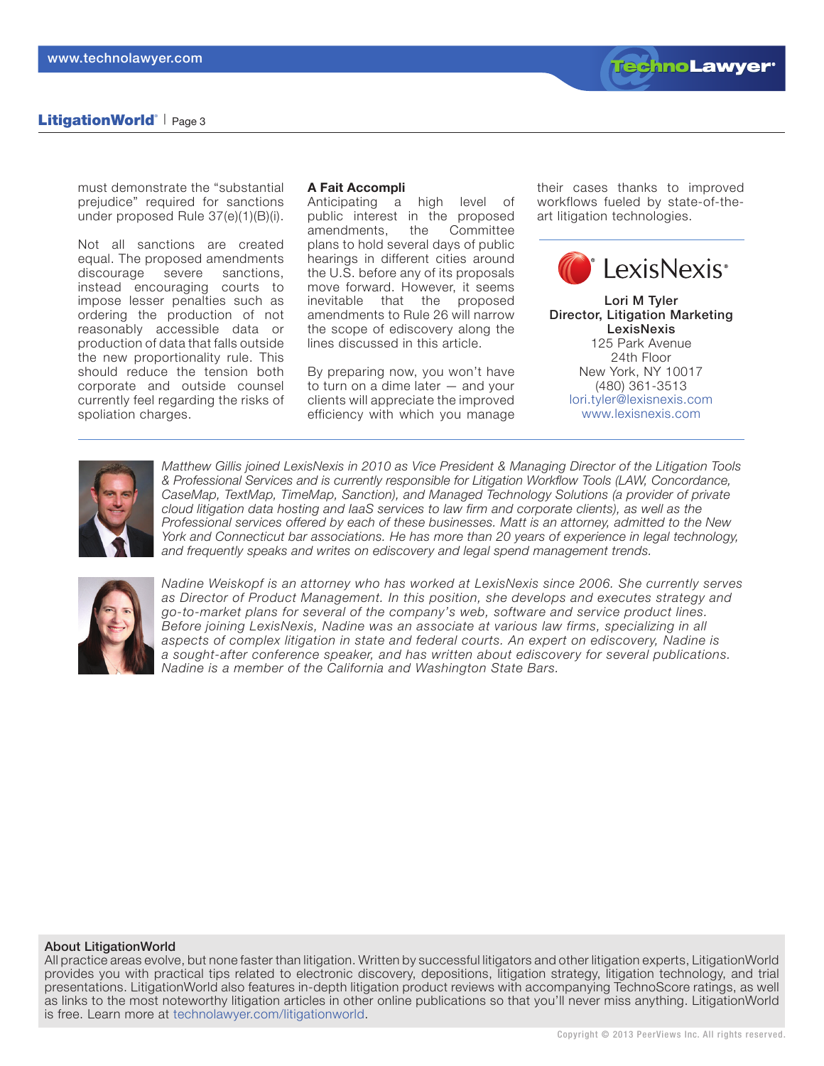must demonstrate the "substantial prejudice" required for sanctions under proposed Rule 37(e)(1)(B)(i).

Not all sanctions are created equal. The proposed amendments discourage severe sanctions, instead encouraging courts to impose lesser penalties such as ordering the production of not reasonably accessible data or production of data that falls outside the new proportionality rule. This should reduce the tension both corporate and outside counsel currently feel regarding the risks of spoliation charges.

**A Fait Accompli**

Anticipating a high level of public interest in the proposed amendments, the Committee plans to hold several days of public hearings in different cities around the U.S. before any of its proposals move forward. However, it seems inevitable that the proposed amendments to Rule 26 will narrow the scope of ediscovery along the lines discussed in this article.

By preparing now, you won't have to turn on a dime later — and your clients will appreciate the improved efficiency with which you manage their cases thanks to improved workflows fueled by state-of-the-art litigation technologies.

---

LexisNexis®

**Lori M Tyler**
**Director, Litigation Marketing**
**LexisNexis**
125 Park Avenue
24th Floor
New York, NY 10017
(480) 361-3513
lori.tyler@lexisnexis.com
www.lexisnexis.com

---

*Matthew Gillis joined LexisNexis in 2010 as Vice President & Managing Director of the Litigation Tools & Professional Services and is currently responsible for Litigation Workflow Tools (LAW, Concordance, CaseMap, TextMap, TimeMap, Sanction), and Managed Technology Solutions (a provider of private cloud litigation data hosting and IaaS services to law firm and corporate clients), as well as the Professional services offered by each of these businesses. Matt is an attorney, admitted to the New York and Connecticut bar associations. He has more than 20 years of experience in legal technology, and frequently speaks and writes on ediscovery and legal spend management trends.*

*Nadine Weiskopf is an attorney who has worked at LexisNexis since 2006. She currently serves as Director of Product Management. In this position, she develops and executes strategy and go-to-market plans for several of the company's web, software and service product lines. Before joining LexisNexis, Nadine was an associate at various law firms, specializing in all aspects of complex litigation in state and federal courts. An expert on ediscovery, Nadine is a sought-after conference speaker, and has written about ediscovery for several publications. Nadine is a member of the California and Washington State Bars.*

**About LitigationWorld**

All practice areas evolve, but none faster than litigation. Written by successful litigators and other litigation experts, LitigationWorld provides you with practical tips related to electronic discovery, depositions, litigation strategy, litigation technology, and trial presentations. LitigationWorld also features in-depth litigation product reviews with accompanying TechnoScore ratings, as well as links to the most noteworthy litigation articles in other online publications so that you'll never miss anything. LitigationWorld is free. Learn more at technolawyer.com/litigationworld.

Copyright © 2013 PeerViews Inc. All rights reserved.